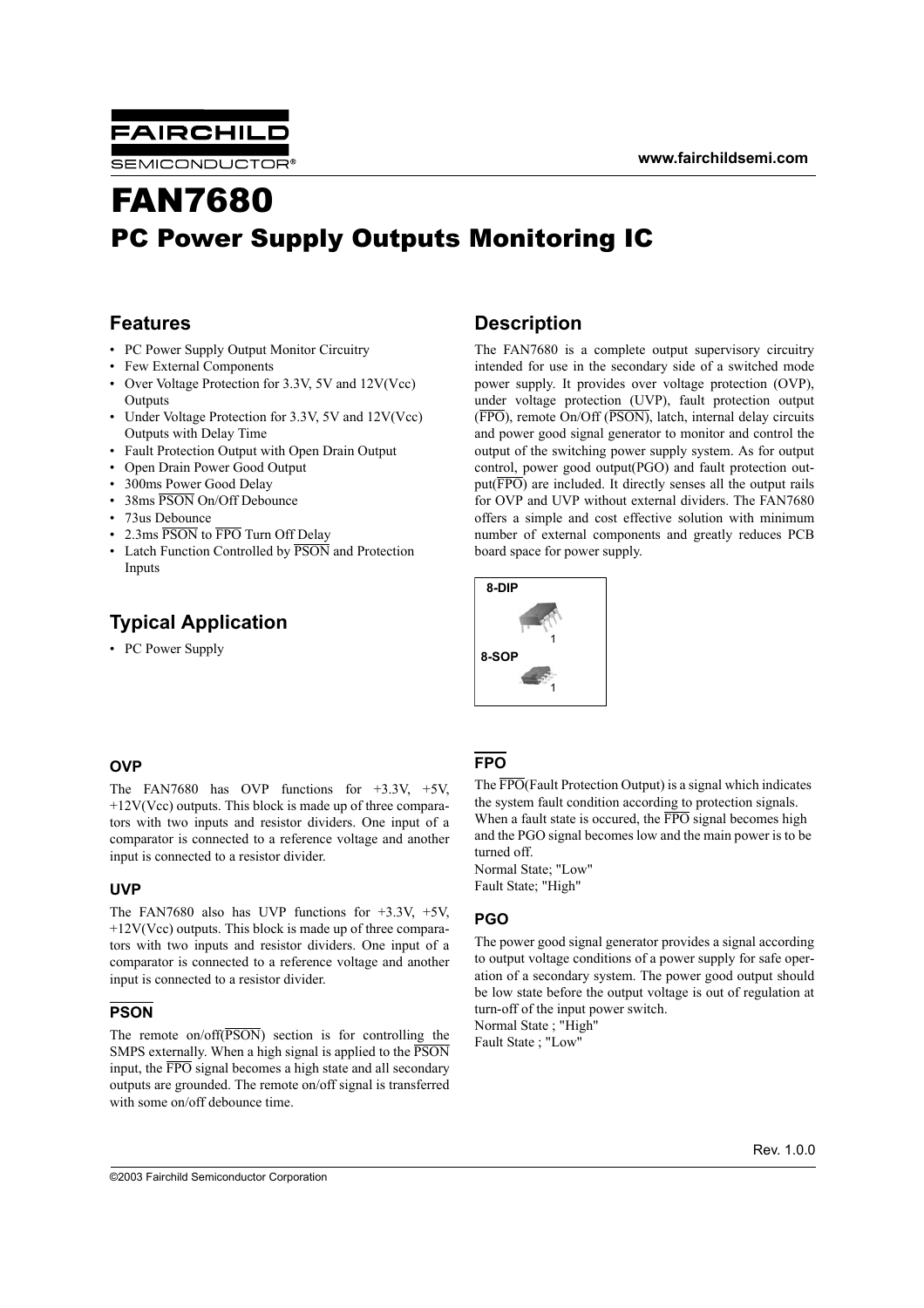FAIRCHILD SEMICONDUCTOR®

www.fairchildsemi.com

# FAN7680

## PC Power Supply Outputs Monitoring IC

## Features

- PC Power Supply Output Monitor Circuitry
- Few External Components
- Over Voltage Protection for 3.3V, 5V and 12V(Vcc) Outputs
- Under Voltage Protection for 3.3V, 5V and 12V(Vcc) Outputs with Delay Time
- Fault Protection Output with Open Drain Output
- Open Drain Power Good Output
- 300ms Power Good Delay
- 38ms PSON On/Off Debounce
- 73us Debounce
- 2.3ms PSON to FPO Turn Off Delay
- Latch Function Controlled by PSON and Protection Inputs

## Typical Application

- PC Power Supply

## Description

The FAN7680 is a complete output supervisory circuitry intended for use in the secondary side of a switched mode power supply. It provides over voltage protection (OVP), under voltage protection (UVP), fault protection output (FPO), remote On/Off (PSON), latch, internal delay circuits and power good signal generator to monitor and control the output of the switching power supply system. As for output control, power good output(PGO) and fault protection output(FPO) are included. It directly senses all the output rails for OVP and UVP without external dividers. The FAN7680 offers a simple and cost effective solution with minimum number of external components and greatly reduces PCB board space for power supply.

8-DIP

8-SOP

### OVP

The FAN7680 has OVP functions for +3.3V, +5V, +12V(Vcc) outputs. This block is made up of three comparators with two inputs and resistor dividers. One input of a comparator is connected to a reference voltage and another input is connected to a resistor divider.

### UVP

The FAN7680 also has UVP functions for +3.3V, +5V, +12V(Vcc) outputs. This block is made up of three comparators with two inputs and resistor dividers. One input of a comparator is connected to a reference voltage and another input is connected to a resistor divider.

### PSON

The remote on/off(PSON) section is for controlling the SMPS externally. When a high signal is applied to the PSON input, the FPO signal becomes a high state and all secondary outputs are grounded. The remote on/off signal is transferred with some on/off debounce time.

### FPO

The FPO(Fault Protection Output) is a signal which indicates the system fault condition according to protection signals. When a fault state is occured, the FPO signal becomes high and the PGO signal becomes low and the main power is to be turned off.

Normal State; "Low"

Fault State; "High"

### PGO

The power good signal generator provides a signal according to output voltage conditions of a power supply for safe operation of a secondary system. The power good output should be low state before the output voltage is out of regulation at turn-off of the input power switch.

Normal State ; "High"

Fault State ; "Low"

Rev. 1.0.0

©2003 Fairchild Semiconductor Corporation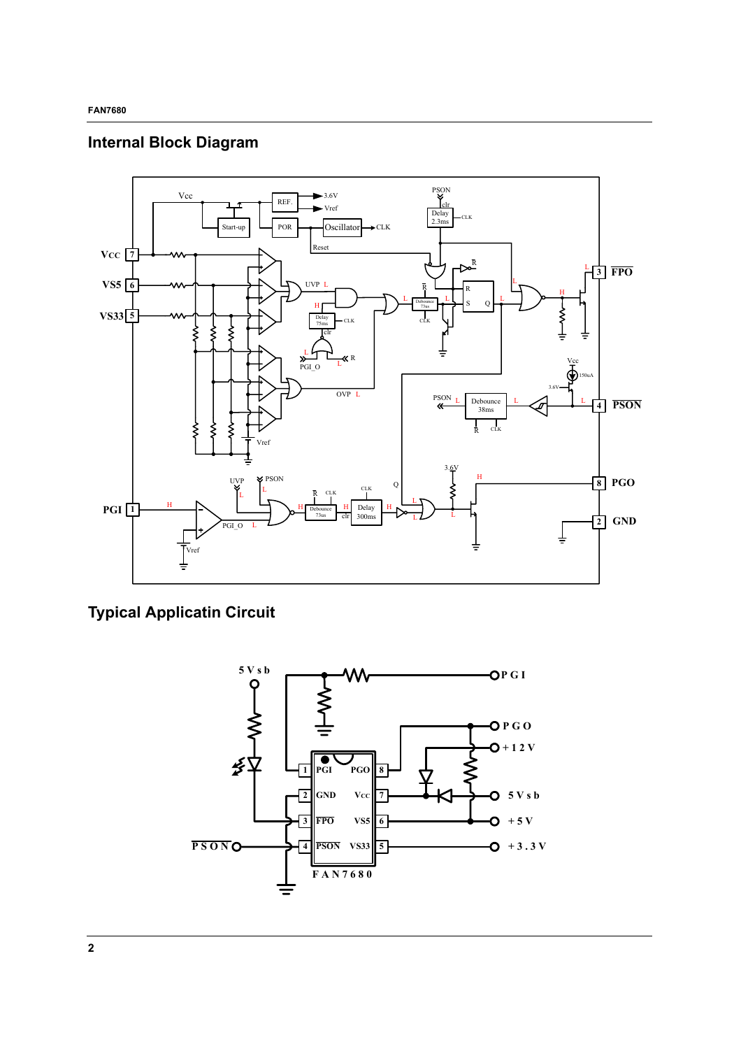## Internal Block Diagram

## Typical Applicatin Circuit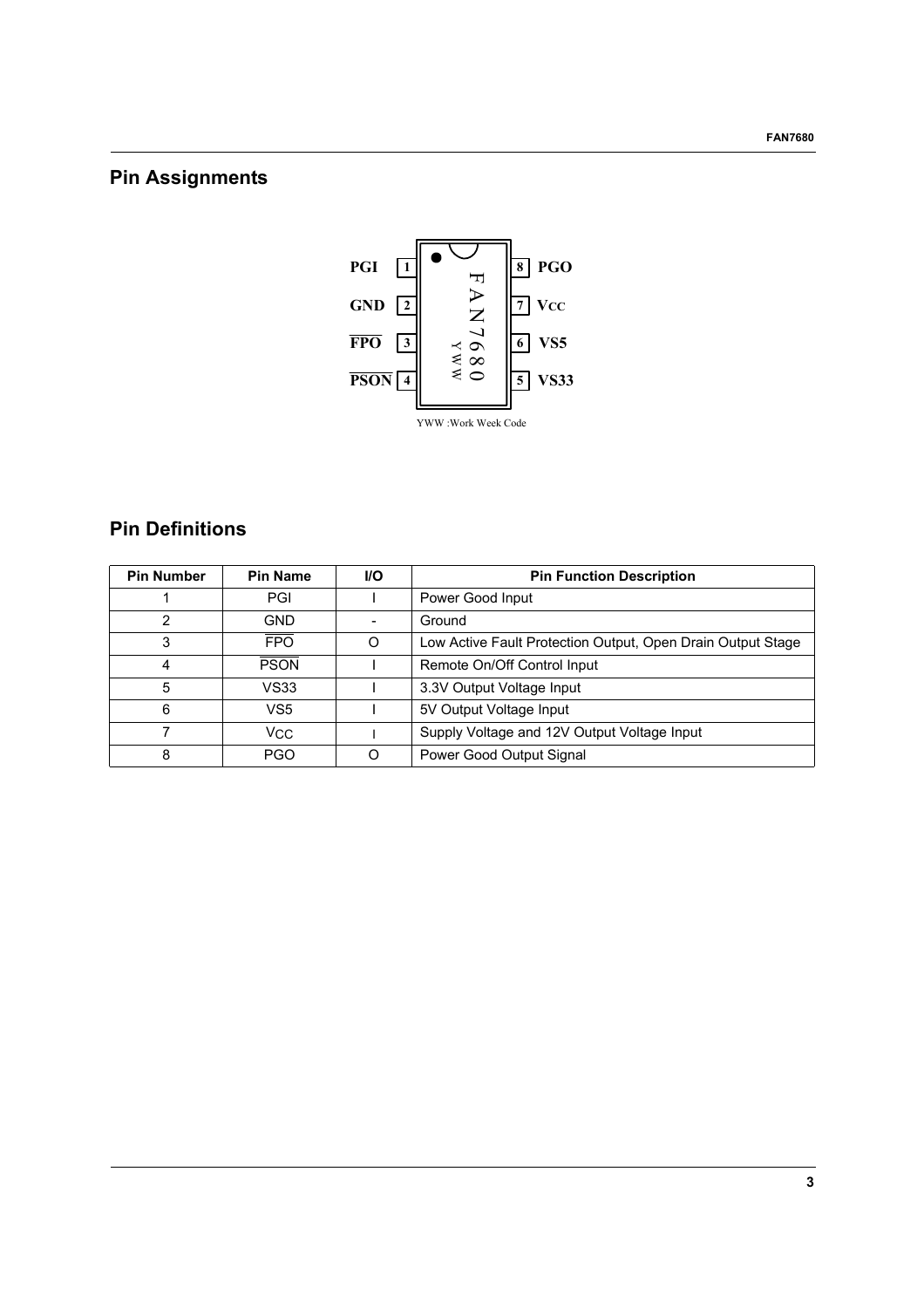## Pin Assignments

PGI 1 — 8 PGO
GND 2 — 7 VCC
$\overline{\text{FPO}}$ 3 — 6 VS5
$\overline{\text{PSON}}$ 4 — 5 VS33

FAN7680
YWW

YWW :Work Week Code

## Pin Definitions

| Pin Number | Pin Name | I/O | Pin Function Description |
|---|---|---|---|
| 1 | PGI | I | Power Good Input |
| 2 | GND | - | Ground |
| 3 | $\overline{\text{FPO}}$ | O | Low Active Fault Protection Output, Open Drain Output Stage |
| 4 | $\overline{\text{PSON}}$ | I | Remote On/Off Control Input |
| 5 | VS33 | I | 3.3V Output Voltage Input |
| 6 | VS5 | I | 5V Output Voltage Input |
| 7 | $V_{CC}$ | I | Supply Voltage and 12V Output Voltage Input |
| 8 | PGO | O | Power Good Output Signal |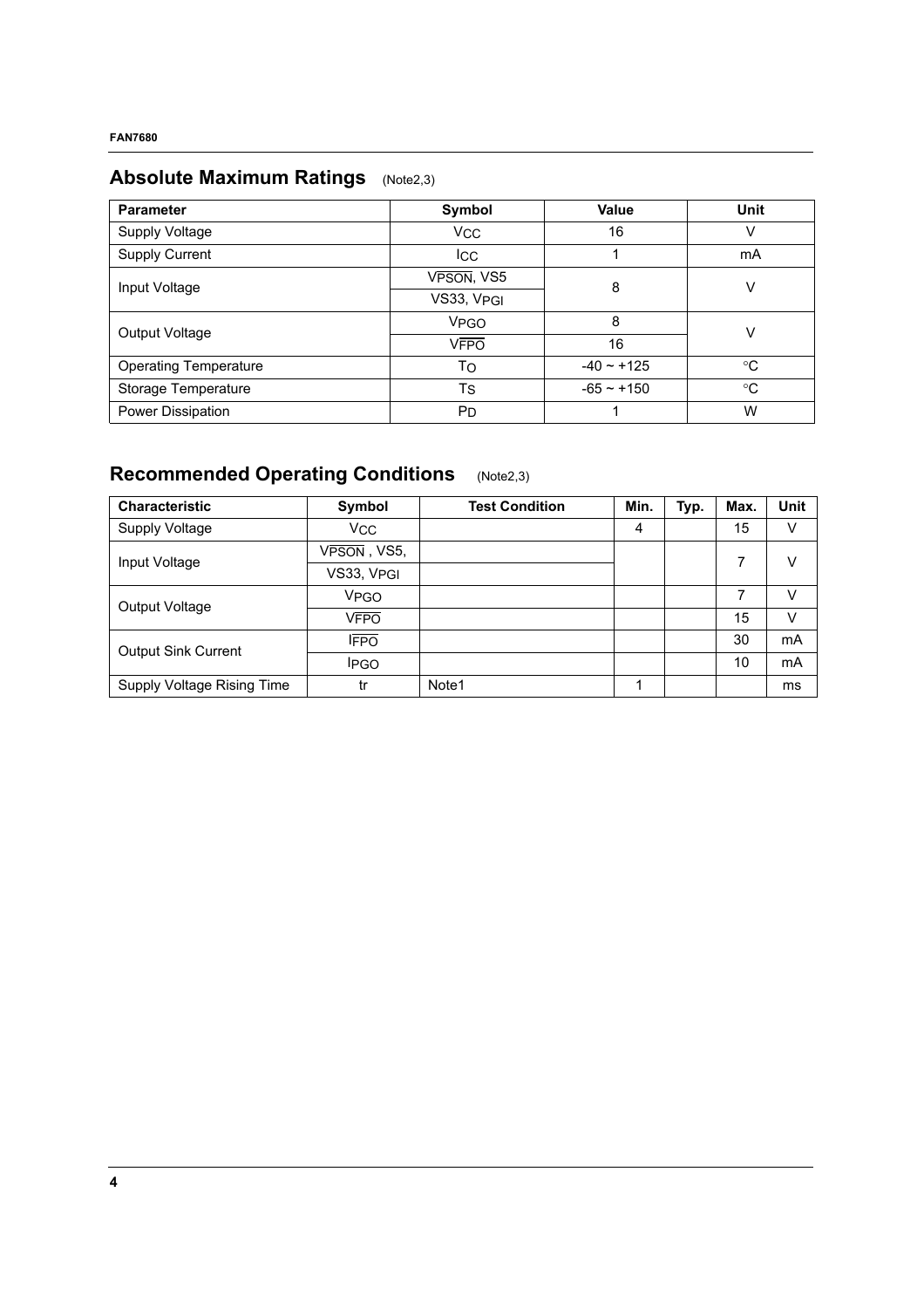## Absolute Maximum Ratings (Note2,3)

| Parameter | Symbol | Value | Unit |
|---|---|---|---|
| Supply Voltage | $V_{CC}$ | 16 | V |
| Supply Current | $I_{CC}$ | 1 | mA |
| Input Voltage | $V_{\overline{PSON}}$, VS5 | 8 | V |
| | VS33, $V_{PGI}$ | | |
| Output Voltage | $V_{PGO}$ | 8 | V |
| | $V_{\overline{FPO}}$ | 16 | |
| Operating Temperature | $T_O$ | -40 ~ +125 | °C |
| Storage Temperature | $T_S$ | -65 ~ +150 | °C |
| Power Dissipation | $P_D$ | 1 | W |

## Recommended Operating Conditions (Note2,3)

| Characteristic | Symbol | Test Condition | Min. | Typ. | Max. | Unit |
|---|---|---|---|---|---|---|
| Supply Voltage | $V_{CC}$ | | 4 | | 15 | V |
| Input Voltage | $V_{\overline{PSON}}$, VS5, | | | | 7 | V |
| | VS33, $V_{PGI}$ | | | | | |
| Output Voltage | $V_{PGO}$ | | | | 7 | V |
| | $V_{\overline{FPO}}$ | | | | 15 | V |
| Output Sink Current | $I_{\overline{FPO}}$ | | | | 30 | mA |
| | $I_{PGO}$ | | | | 10 | mA |
| Supply Voltage Rising Time | tr | Note1 | 1 | | | ms |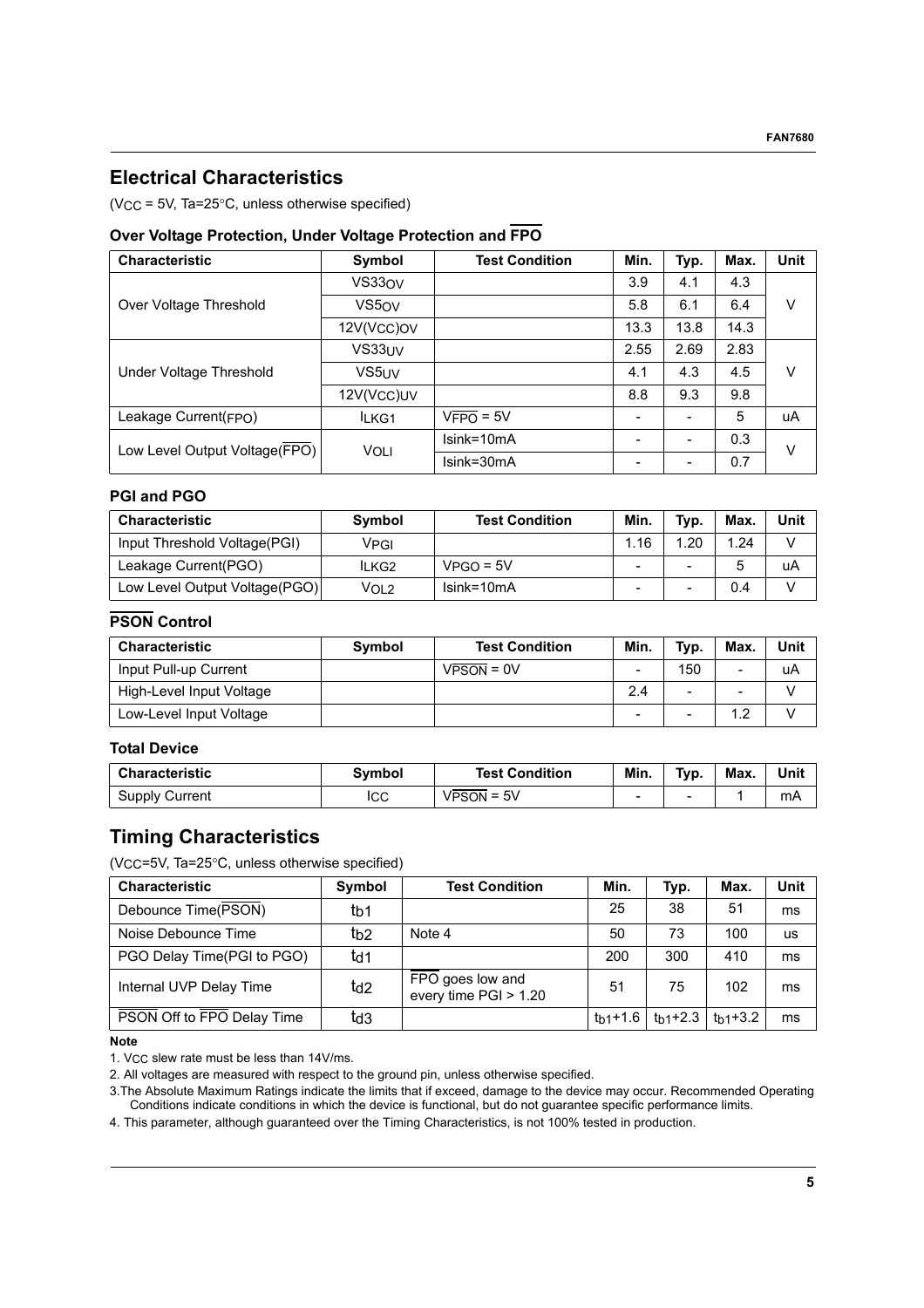## Electrical Characteristics

($V_{CC}$ = 5V, Ta=25°C, unless otherwise specified)

### Over Voltage Protection, Under Voltage Protection and $\overline{FPO}$

| Characteristic | Symbol | Test Condition | Min. | Typ. | Max. | Unit |
|---|---|---|---|---|---|---|
| Over Voltage Threshold | $VS33_{OV}$ | | 3.9 | 4.1 | 4.3 | V |
| | $VS5_{OV}$ | | 5.8 | 6.1 | 6.4 | |
| | $12V(V_{CC})OV$ | | 13.3 | 13.8 | 14.3 | |
| Under Voltage Threshold | $VS33_{UV}$ | | 2.55 | 2.69 | 2.83 | V |
| | $VS5_{UV}$ | | 4.1 | 4.3 | 4.5 | |
| | $12V(V_{CC})UV$ | | 8.8 | 9.3 | 9.8 | |
| Leakage Current(FPO) | $I_{LKG1}$ | $V_{\overline{FPO}}$ = 5V | - | - | 5 | uA |
| Low Level Output Voltage($\overline{FPO}$) | $V_{OLI}$ | Isink=10mA | - | - | 0.3 | V |
| | | Isink=30mA | - | - | 0.7 | |

### PGI and PGO

| Characteristic | Symbol | Test Condition | Min. | Typ. | Max. | Unit |
|---|---|---|---|---|---|---|
| Input Threshold Voltage(PGI) | $V_{PGI}$ | | 1.16 | 1.20 | 1.24 | V |
| Leakage Current(PGO) | $I_{LKG2}$ | $V_{PGO}$ = 5V | - | - | 5 | uA |
| Low Level Output Voltage(PGO) | $V_{OL2}$ | Isink=10mA | - | - | 0.4 | V |

### $\overline{PSON}$ Control

| Characteristic | Symbol | Test Condition | Min. | Typ. | Max. | Unit |
|---|---|---|---|---|---|---|
| Input Pull-up Current | | $V_{\overline{PSON}}$ = 0V | - | 150 | - | uA |
| High-Level Input Voltage | | | 2.4 | - | - | V |
| Low-Level Input Voltage | | | - | - | 1.2 | V |

### Total Device

| Characteristic | Symbol | Test Condition | Min. | Typ. | Max. | Unit |
|---|---|---|---|---|---|---|
| Supply Current | ICC | $V_{\overline{PSON}}$ = 5V | - | - | 1 | mA |

## Timing Characteristics

($V_{CC}$=5V, Ta=25°C, unless otherwise specified)

| Characteristic | Symbol | Test Condition | Min. | Typ. | Max. | Unit |
|---|---|---|---|---|---|---|
| Debounce Time($\overline{PSON}$) | $t_{b1}$ | | 25 | 38 | 51 | ms |
| Noise Debounce Time | $t_{b2}$ | Note 4 | 50 | 73 | 100 | us |
| PGO Delay Time(PGI to PGO) | $t_{d1}$ | | 200 | 300 | 410 | ms |
| Internal UVP Delay Time | $t_{d2}$ | $\overline{FPO}$ goes low and every time PGI > 1.20 | 51 | 75 | 102 | ms |
| $\overline{PSON}$ Off to $\overline{FPO}$ Delay Time | $t_{d3}$ | | $t_{b1}$+1.6 | $t_{b1}$+2.3 | $t_{b1}$+3.2 | ms |

**Note**

1. $V_{CC}$ slew rate must be less than 14V/ms.
2. All voltages are measured with respect to the ground pin, unless otherwise specified.
3. The Absolute Maximum Ratings indicate the limits that if exceed, damage to the device may occur. Recommended Operating Conditions indicate conditions in which the device is functional, but do not guarantee specific performance limits.
4. This parameter, although guaranteed over the Timing Characteristics, is not 100% tested in production.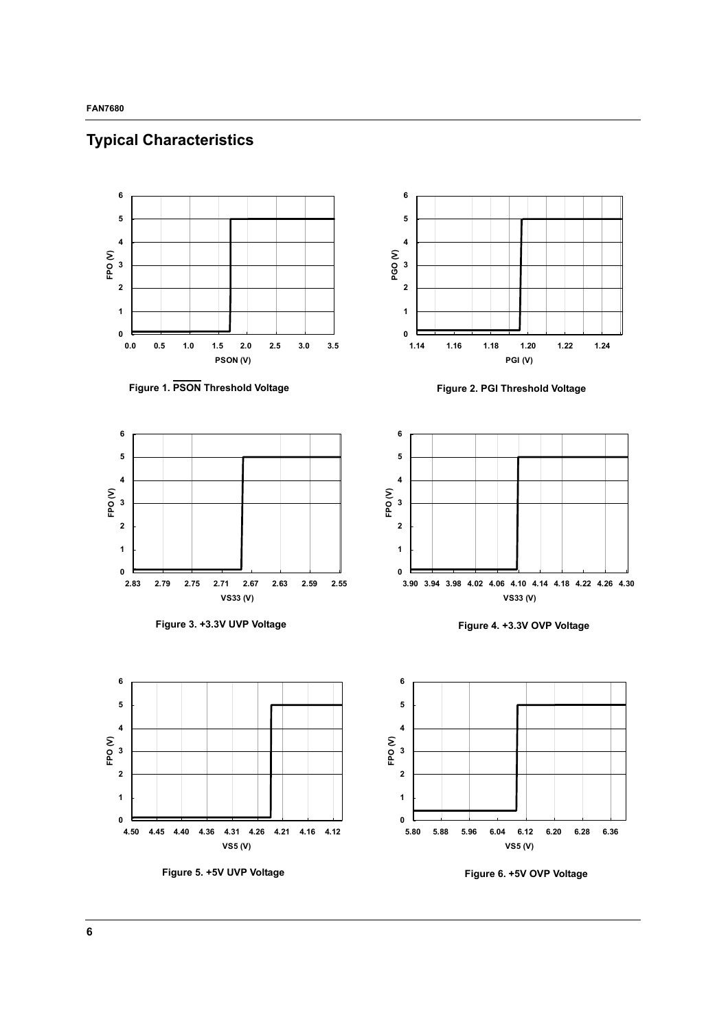## Typical Characteristics

Figure 1. $\overline{\text{PSON}}$ Threshold Voltage

Figure 2. PGI Threshold Voltage

Figure 3. +3.3V UVP Voltage

Figure 4. +3.3V OVP Voltage

Figure 5. +5V UVP Voltage

Figure 6. +5V OVP Voltage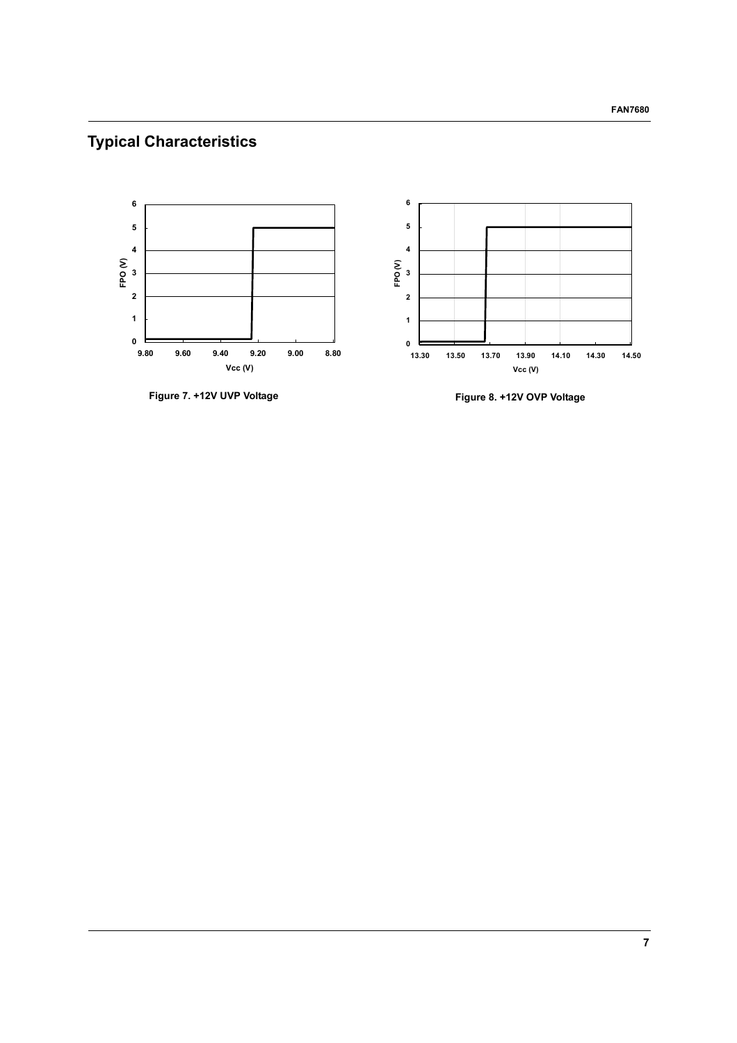## Typical Characteristics

Figure 7. +12V UVP Voltage

Figure 8. +12V OVP Voltage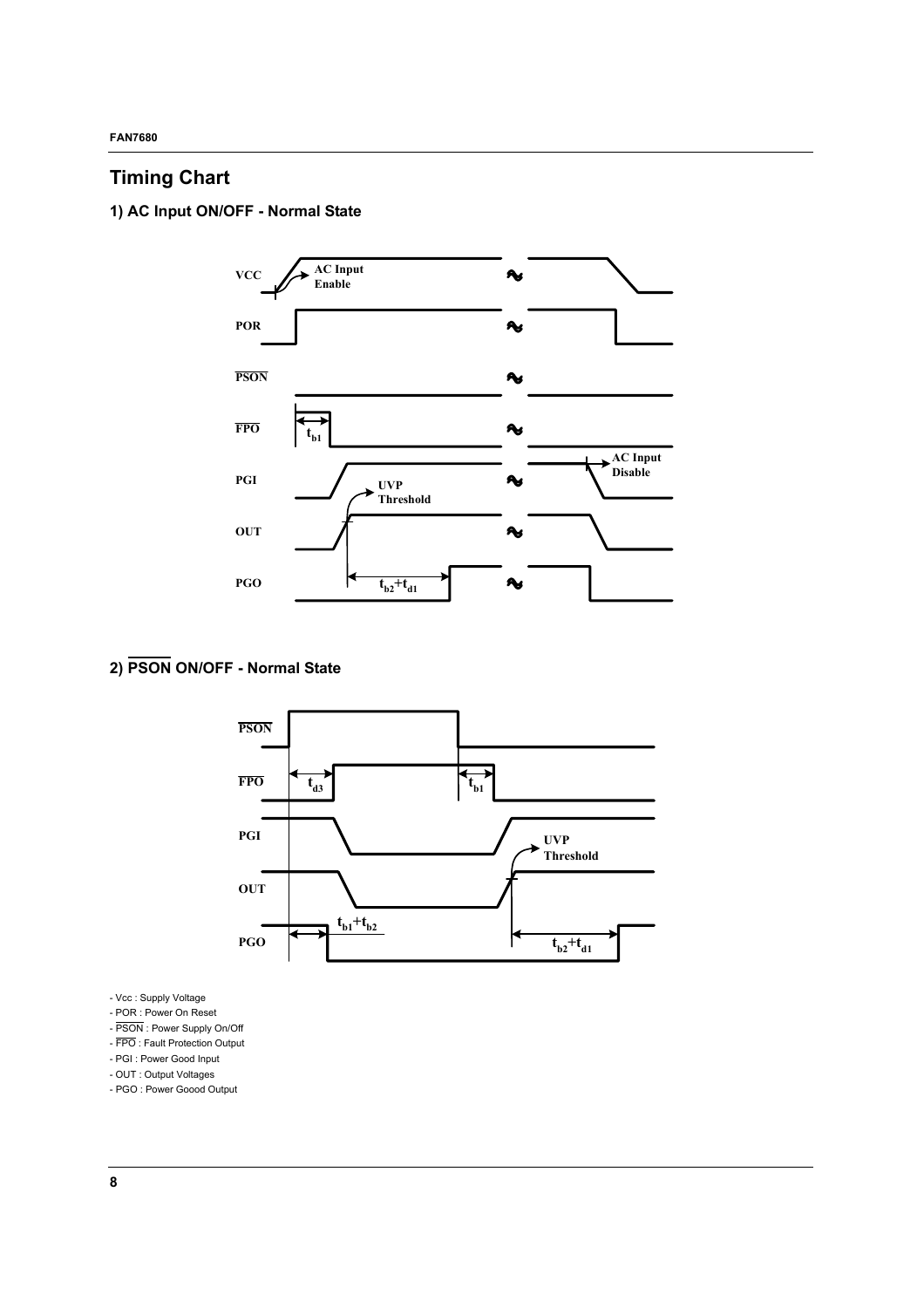## Timing Chart

### 1) AC Input ON/OFF - Normal State

### 2) $\overline{\text{PSON}}$ ON/OFF - Normal State

- Vcc : Supply Voltage
- POR : Power On Reset
- $\overline{\text{PSON}}$ : Power Supply On/Off
- $\overline{\text{FPO}}$ : Fault Protection Output
- PGI : Power Good Input
- OUT : Output Voltages
- PGO : Power Goood Output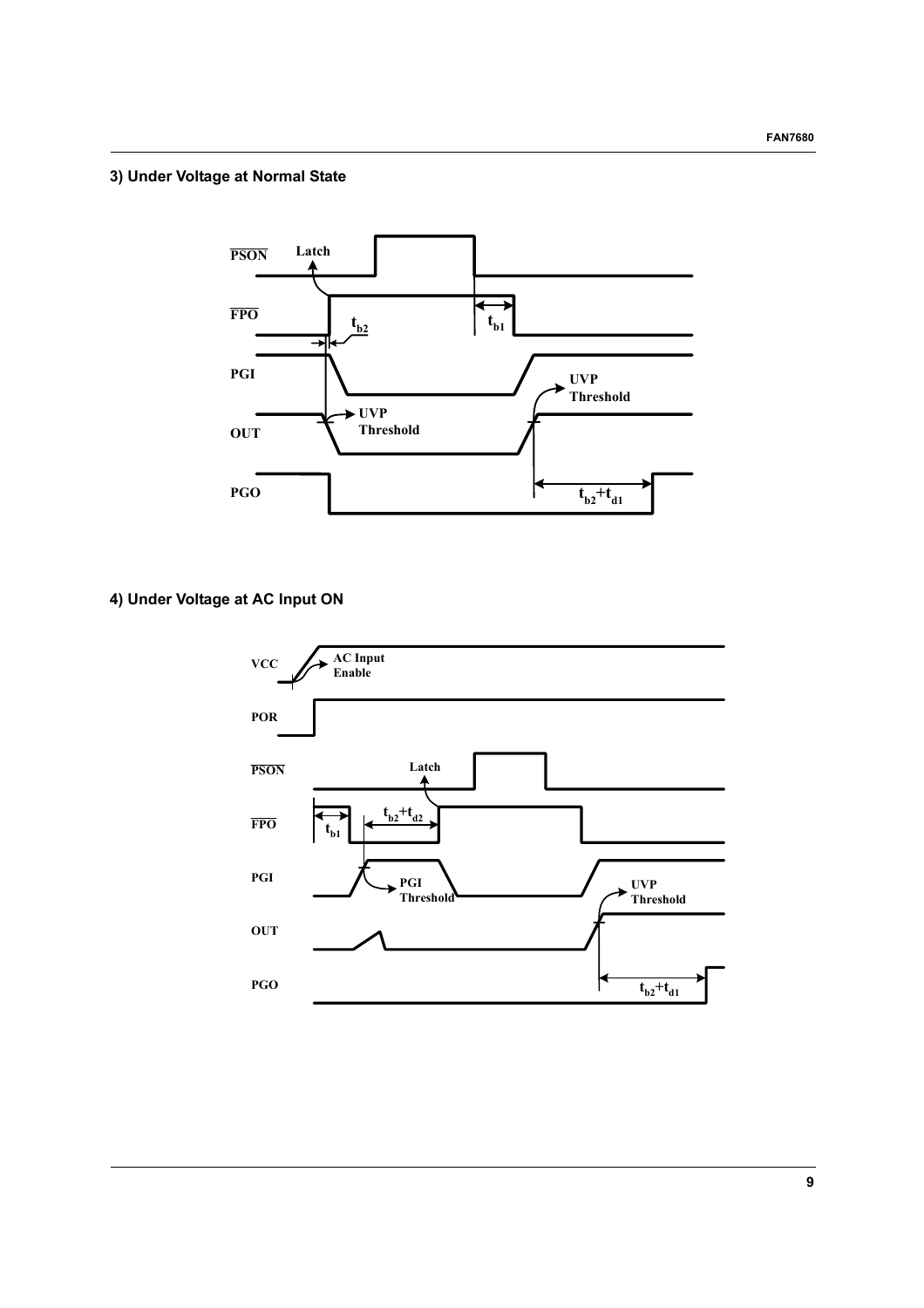### 3) Under Voltage at Normal State

### 4) Under Voltage at AC Input ON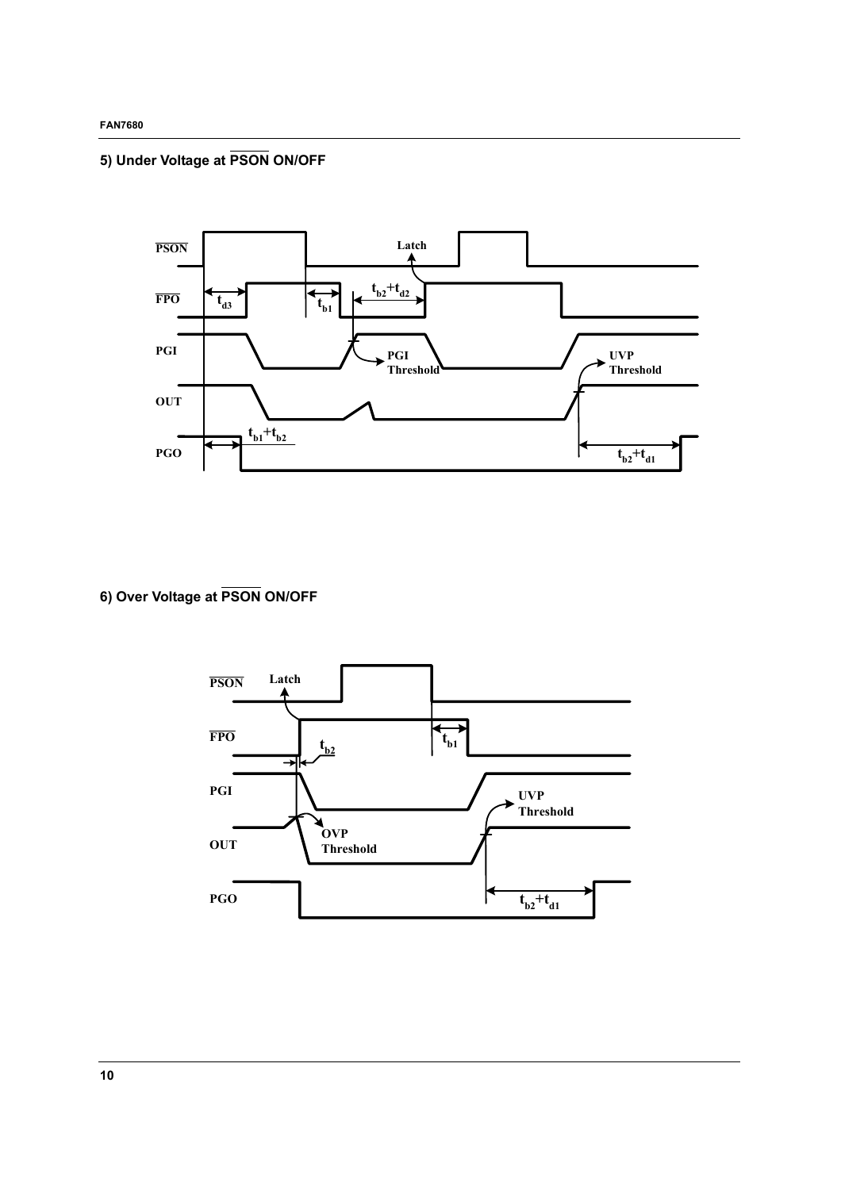## 5) Under Voltage at $\overline{PSON}$ ON/OFF

$\overline{PSON}$ Latch

$\overline{FPO}$ $t_{d3}$ $t_{b1}$ $t_{b2}+t_{d2}$

PGI PGI Threshold

OUT UVP Threshold

PGO $t_{b1}+t_{b2}$ $t_{b2}+t_{d1}$

## 6) Over Voltage at $\overline{PSON}$ ON/OFF

$\overline{PSON}$ Latch

$\overline{FPO}$ $t_{b2}$ $t_{b1}$

PGI UVP Threshold

OUT OVP Threshold

PGO $t_{b2}+t_{d1}$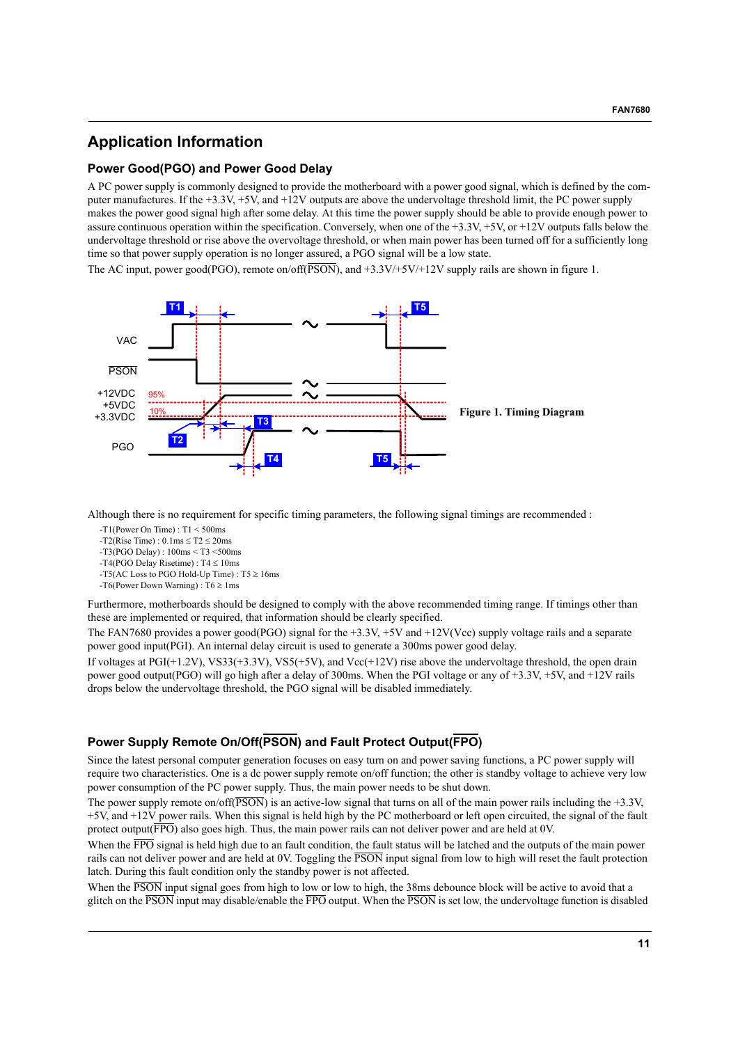## Application Information

### Power Good(PGO) and Power Good Delay

A PC power supply is commonly designed to provide the motherboard with a power good signal, which is defined by the computer manufactures. If the +3.3V, +5V, and +12V outputs are above the undervoltage threshold limit, the PC power supply makes the power good signal high after some delay. At this time the power supply should be able to provide enough power to assure continuous operation within the specification. Conversely, when one of the +3.3V, +5V, or +12V outputs falls below the undervoltage threshold or rise above the overvoltage threshold, or when main power has been turned off for a sufficiently long time so that power supply operation is no longer assured, a PGO signal will be a low state.

The AC input, power good(PGO), remote on/off($\overline{PSON}$), and +3.3V/+5V/+12V supply rails are shown in figure 1.

Figure 1. Timing Diagram

Although there is no requirement for specific timing parameters, the following signal timings are recommended :

- -T1(Power On Time) : T1 < 500ms
- -T2(Rise Time) : 0.1ms ≤ T2 ≤ 20ms
- -T3(PGO Delay) : 100ms < T3 <500ms
- -T4(PGO Delay Risetime) : T4 ≤ 10ms
- -T5(AC Loss to PGO Hold-Up Time) : T5 ≥ 16ms
- -T6(Power Down Warning) : T6 ≥ 1ms

Furthermore, motherboards should be designed to comply with the above recommended timing range. If timings other than these are implemented or required, that information should be clearly specified.

The FAN7680 provides a power good(PGO) signal for the +3.3V, +5V and +12V(Vcc) supply voltage rails and a separate power good input(PGI). An internal delay circuit is used to generate a 300ms power good delay.

If voltages at PGI(+1.2V), VS33(+3.3V), VS5(+5V), and Vcc(+12V) rise above the undervoltage threshold, the open drain power good output(PGO) will go high after a delay of 300ms. When the PGI voltage or any of +3.3V, +5V, and +12V rails drops below the undervoltage threshold, the PGO signal will be disabled immediately.

### Power Supply Remote On/Off($\overline{PSON}$) and Fault Protect Output($\overline{FPO}$)

Since the latest personal computer generation focuses on easy turn on and power saving functions, a PC power supply will require two characteristics. One is a dc power supply remote on/off function; the other is standby voltage to achieve very low power consumption of the PC power supply. Thus, the main power needs to be shut down.

The power supply remote on/off($\overline{PSON}$) is an active-low signal that turns on all of the main power rails including the +3.3V, +5V, and +12V power rails. When this signal is held high by the PC motherboard or left open circuited, the signal of the fault protect output($\overline{FPO}$) also goes high. Thus, the main power rails can not deliver power and are held at 0V.

When the $\overline{FPO}$ signal is held high due to an fault condition, the fault status will be latched and the outputs of the main power rails can not deliver power and are held at 0V. Toggling the $\overline{PSON}$ input signal from low to high will reset the fault protection latch. During this fault condition only the standby power is not affected.

When the $\overline{PSON}$ input signal goes from high to low or low to high, the 38ms debounce block will be active to avoid that a glitch on the $\overline{PSON}$ input may disable/enable the $\overline{FPO}$ output. When the $\overline{PSON}$ is set low, the undervoltage function is disabled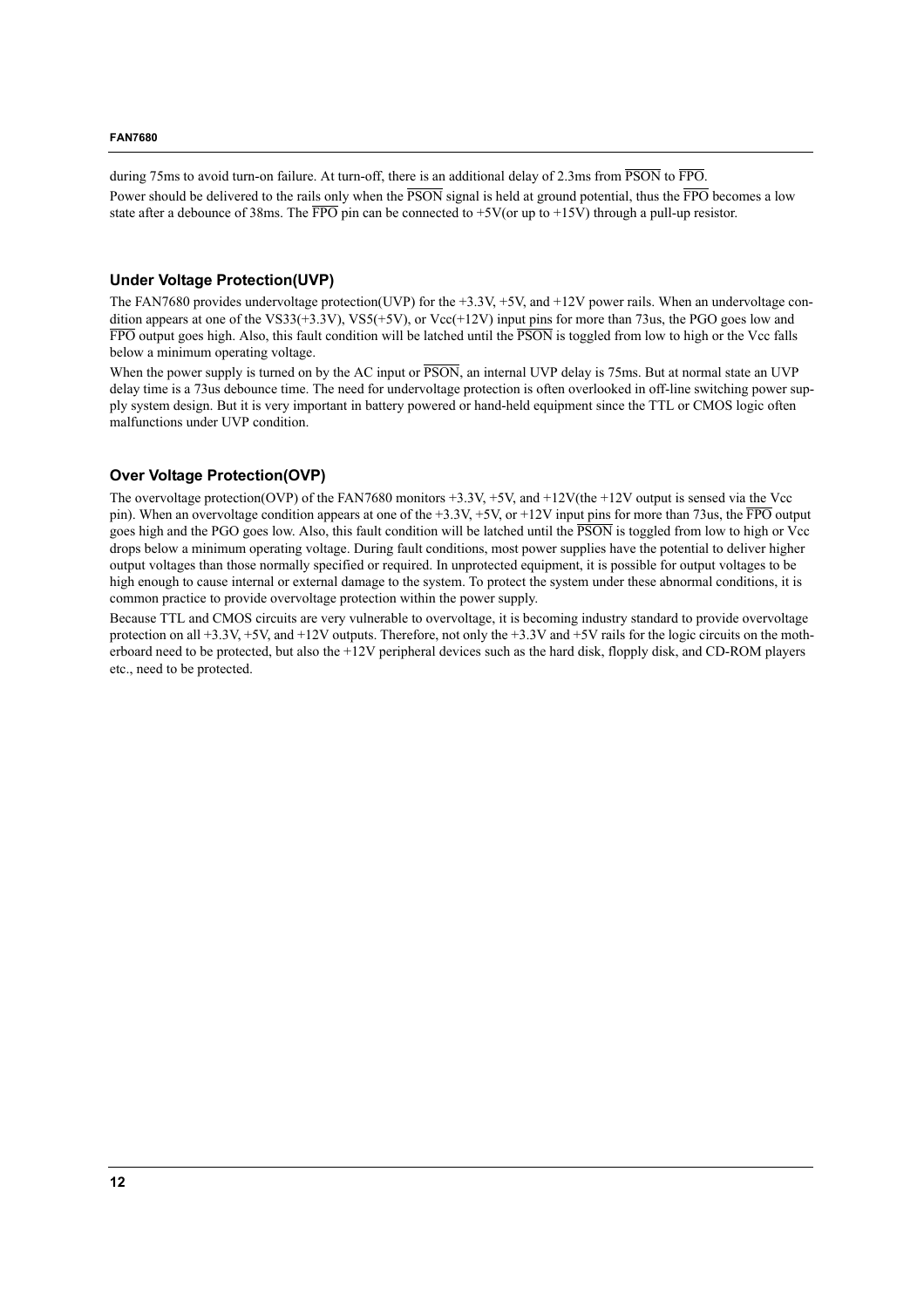during 75ms to avoid turn-on failure. At turn-off, there is an additional delay of 2.3ms from $\overline{PSON}$ to $\overline{FPO}$.

Power should be delivered to the rails only when the $\overline{PSON}$ signal is held at ground potential, thus the $\overline{FPO}$ becomes a low state after a debounce of 38ms. The $\overline{FPO}$ pin can be connected to +5V(or up to +15V) through a pull-up resistor.

### Under Voltage Protection(UVP)

The FAN7680 provides undervoltage protection(UVP) for the +3.3V, +5V, and +12V power rails. When an undervoltage condition appears at one of the VS33(+3.3V), VS5(+5V), or Vcc(+12V) input pins for more than 73us, the PGO goes low and $\overline{FPO}$ output goes high. Also, this fault condition will be latched until the $\overline{PSON}$ is toggled from low to high or the Vcc falls below a minimum operating voltage.

When the power supply is turned on by the AC input or $\overline{PSON}$, an internal UVP delay is 75ms. But at normal state an UVP delay time is a 73us debounce time. The need for undervoltage protection is often overlooked in off-line switching power supply system design. But it is very important in battery powered or hand-held equipment since the TTL or CMOS logic often malfunctions under UVP condition.

### Over Voltage Protection(OVP)

The overvoltage protection(OVP) of the FAN7680 monitors +3.3V, +5V, and +12V(the +12V output is sensed via the Vcc pin). When an overvoltage condition appears at one of the +3.3V, +5V, or +12V input pins for more than 73us, the $\overline{FPO}$ output goes high and the PGO goes low. Also, this fault condition will be latched until the $\overline{PSON}$ is toggled from low to high or Vcc drops below a minimum operating voltage. During fault conditions, most power supplies have the potential to deliver higher output voltages than those normally specified or required. In unprotected equipment, it is possible for output voltages to be high enough to cause internal or external damage to the system. To protect the system under these abnormal conditions, it is common practice to provide overvoltage protection within the power supply.

Because TTL and CMOS circuits are very vulnerable to overvoltage, it is becoming industry standard to provide overvoltage protection on all +3.3V, +5V, and +12V outputs. Therefore, not only the +3.3V and +5V rails for the logic circuits on the motherboard need to be protected, but also the +12V peripheral devices such as the hard disk, flopply disk, and CD-ROM players etc., need to be protected.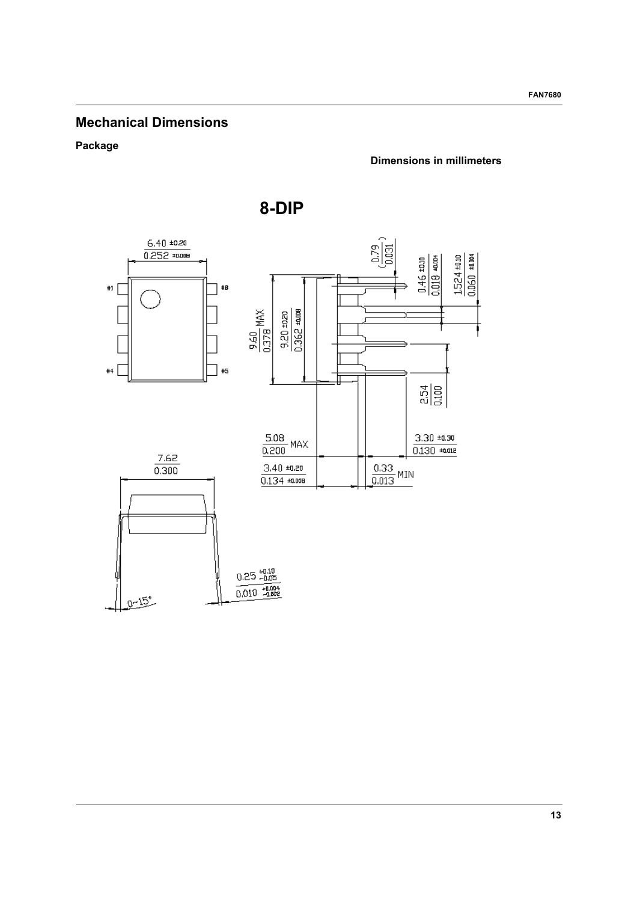## Mechanical Dimensions

**Package**

**Dimensions in millimeters**

# 8-DIP

6.40 ±0.20
0.252 ±0.008

#1 #8 #4 #5

9.60 MAX
0.378

9.20 ±0.20
0.362 ±0.008

(0.79
0.031)

0.46 ±0.10
0.018 ±0.004

1.524 ±0.10
0.060 ±0.004

2.54
0.100

5.08 MAX
0.200

3.30 ±0.30
0.130 ±0.012

3.40 ±0.20
0.134 ±0.008

0.33 MIN
0.013

7.62
0.300

0.25 +0.10/−0.05
0.010 +0.004/−0.002

0~15°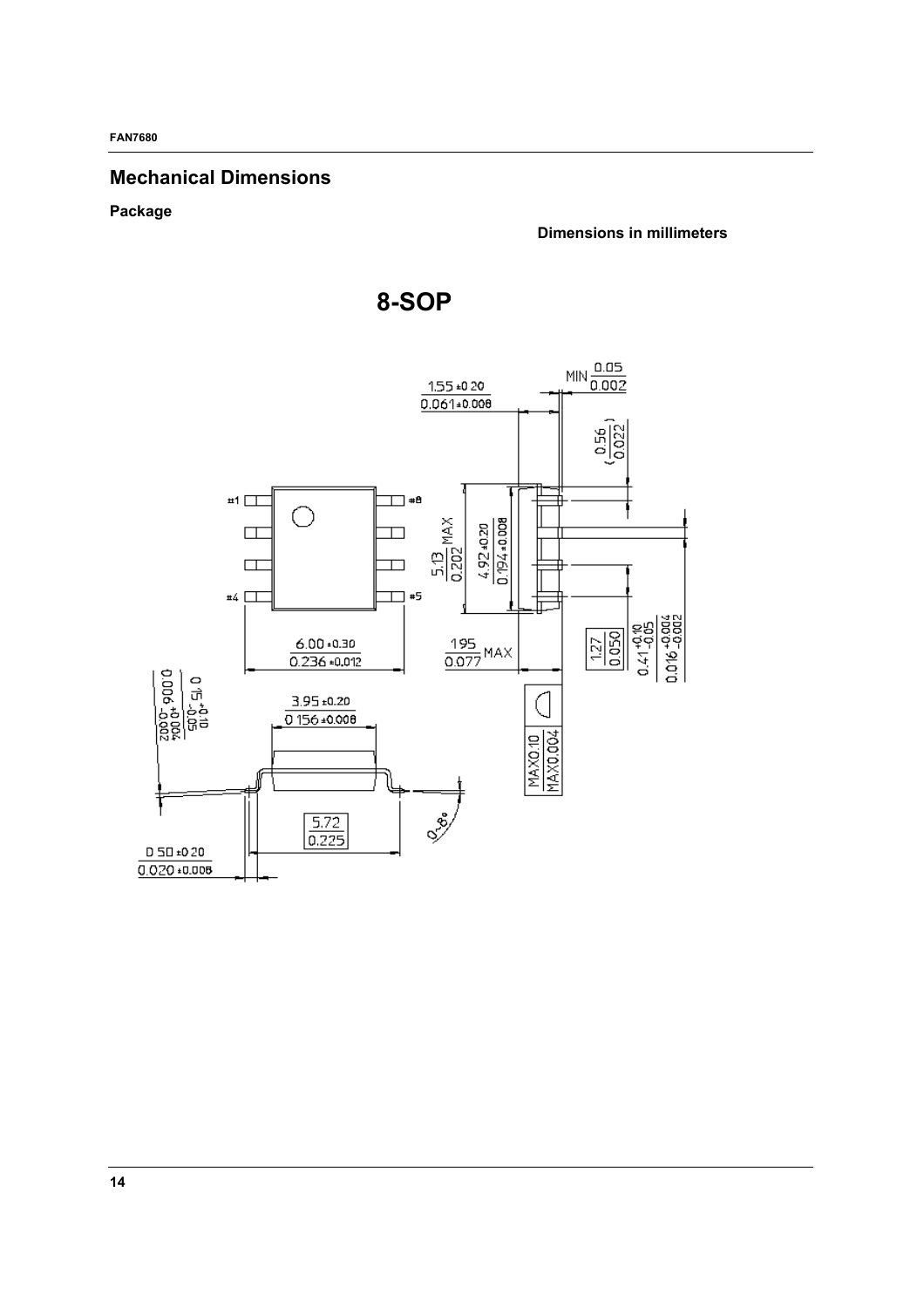## Mechanical Dimensions

**Package**

**Dimensions in millimeters**

# 8-SOP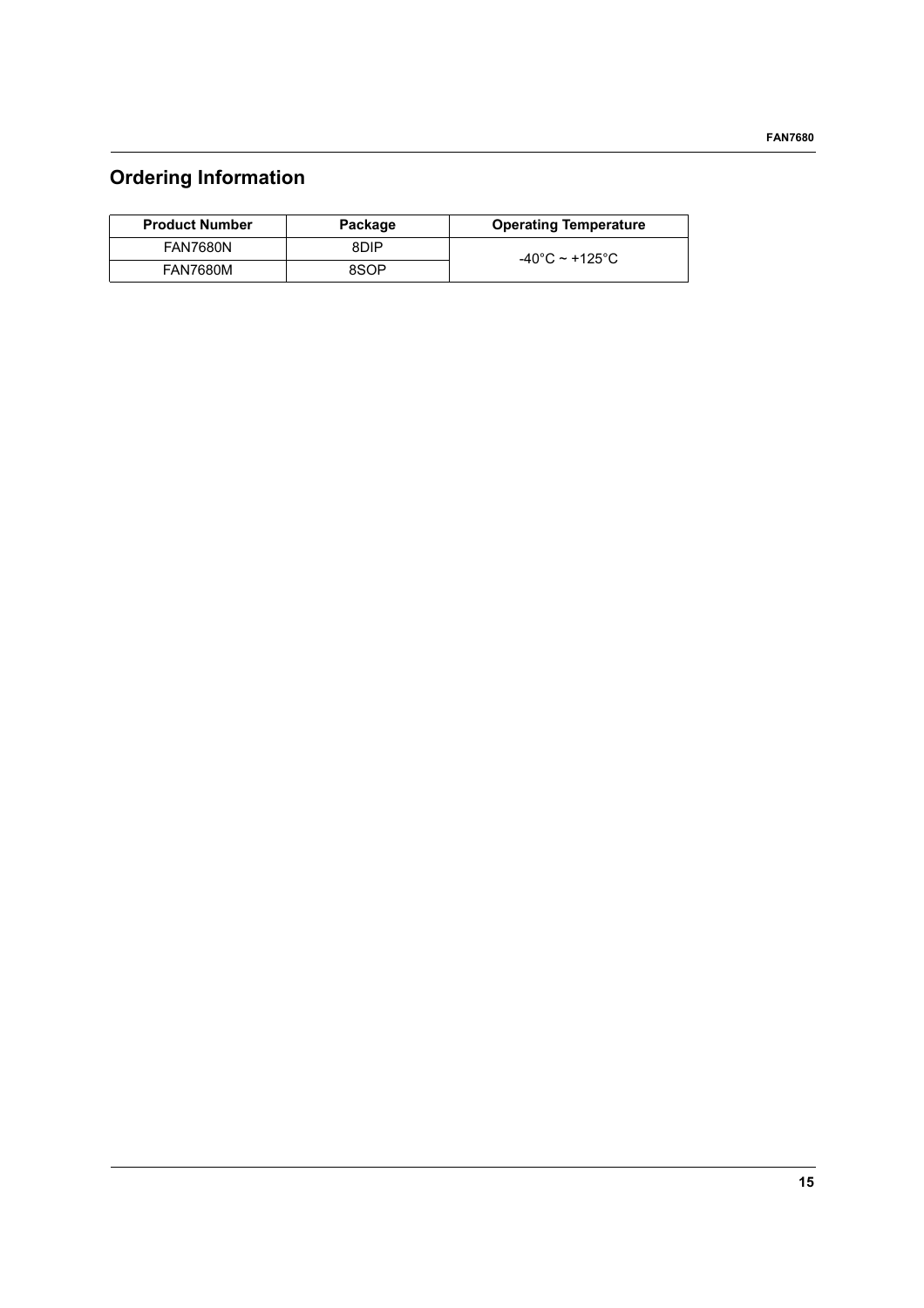## Ordering Information

| Product Number | Package | Operating Temperature |
|---|---|---|
| FAN7680N | 8DIP | -40°C ~ +125°C |
| FAN7680M | 8SOP | |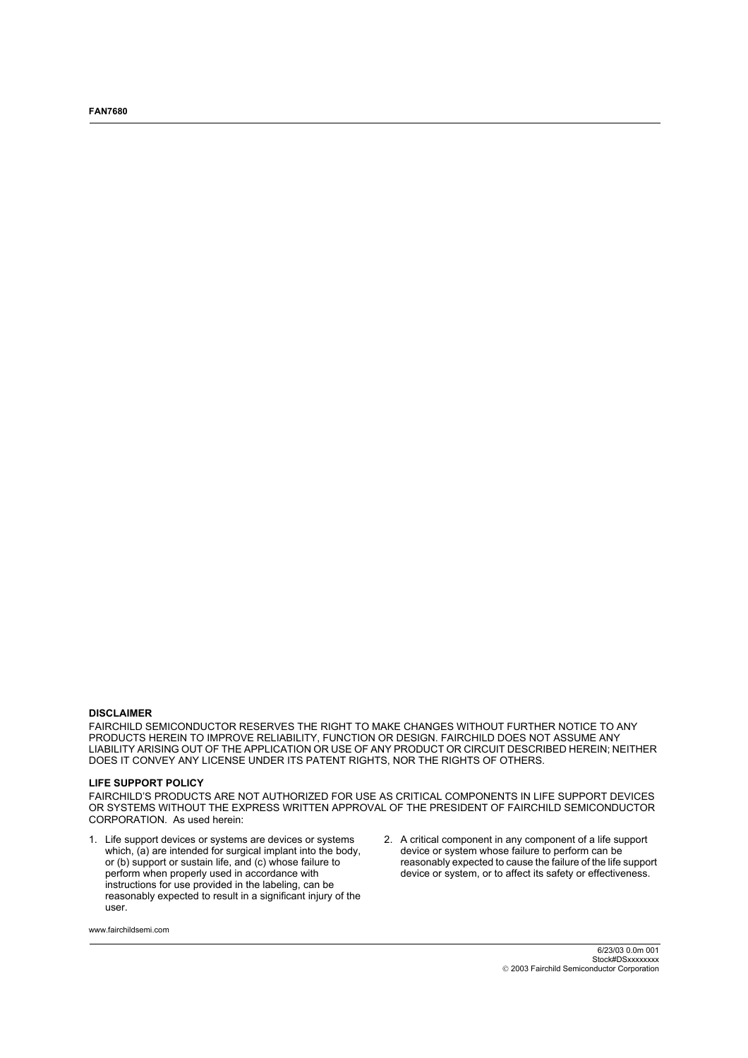### DISCLAIMER

FAIRCHILD SEMICONDUCTOR RESERVES THE RIGHT TO MAKE CHANGES WITHOUT FURTHER NOTICE TO ANY PRODUCTS HEREIN TO IMPROVE RELIABILITY, FUNCTION OR DESIGN. FAIRCHILD DOES NOT ASSUME ANY LIABILITY ARISING OUT OF THE APPLICATION OR USE OF ANY PRODUCT OR CIRCUIT DESCRIBED HEREIN; NEITHER DOES IT CONVEY ANY LICENSE UNDER ITS PATENT RIGHTS, NOR THE RIGHTS OF OTHERS.

### LIFE SUPPORT POLICY

FAIRCHILD'S PRODUCTS ARE NOT AUTHORIZED FOR USE AS CRITICAL COMPONENTS IN LIFE SUPPORT DEVICES OR SYSTEMS WITHOUT THE EXPRESS WRITTEN APPROVAL OF THE PRESIDENT OF FAIRCHILD SEMICONDUCTOR CORPORATION. As used herein:

1. Life support devices or systems are devices or systems which, (a) are intended for surgical implant into the body, or (b) support or sustain life, and (c) whose failure to perform when properly used in accordance with instructions for use provided in the labeling, can be reasonably expected to result in a significant injury of the user.

2. A critical component in any component of a life support device or system whose failure to perform can be reasonably expected to cause the failure of the life support device or system, or to affect its safety or effectiveness.

www.fairchildsemi.com

6/23/03 0.0m 001
Stock#DSxxxxxxxx
© 2003 Fairchild Semiconductor Corporation